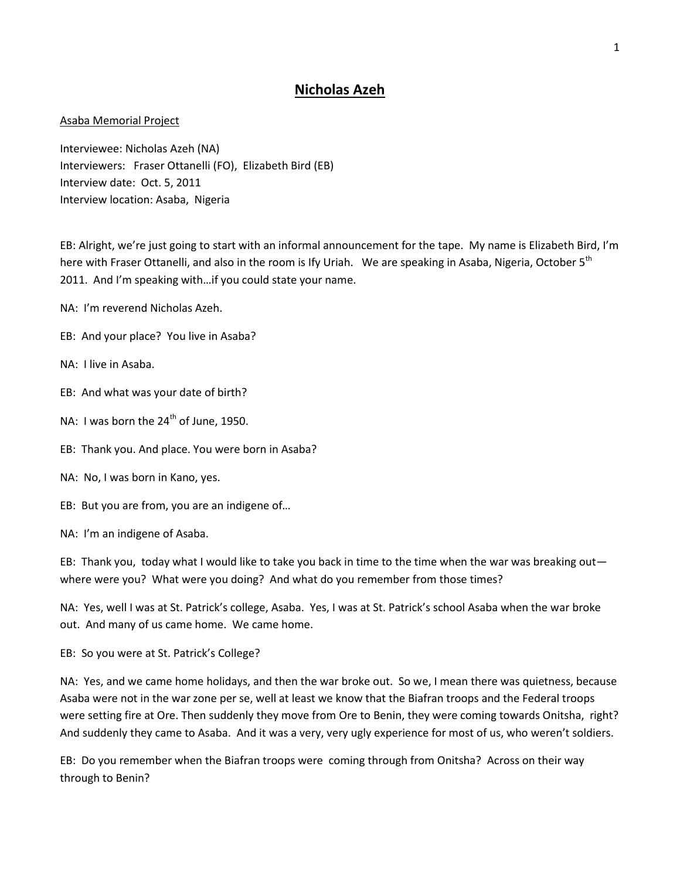# Nicholas Azeh

Asaba Memorial Project

Interviewee: Nicholas Azeh (NA)
Interviewers: Fraser Ottanelli (FO), Elizabeth Bird (EB)
Interview date: Oct. 5, 2011
Interview location: Asaba, Nigeria

EB: Alright, we're just going to start with an informal announcement for the tape. My name is Elizabeth Bird, I'm here with Fraser Ottanelli, and also in the room is Ify Uriah. We are speaking in Asaba, Nigeria, October 5th 2011. And I'm speaking with…if you could state your name.

NA: I'm reverend Nicholas Azeh.

EB: And your place? You live in Asaba?

NA: I live in Asaba.

EB: And what was your date of birth?

NA: I was born the 24th of June, 1950.

EB: Thank you. And place. You were born in Asaba?

NA: No, I was born in Kano, yes.

EB: But you are from, you are an indigene of…

NA: I'm an indigene of Asaba.

EB: Thank you, today what I would like to take you back in time to the time when the war was breaking out—where were you? What were you doing? And what do you remember from those times?

NA: Yes, well I was at St. Patrick's college, Asaba. Yes, I was at St. Patrick's school Asaba when the war broke out. And many of us came home. We came home.

EB: So you were at St. Patrick's College?

NA: Yes, and we came home holidays, and then the war broke out. So we, I mean there was quietness, because Asaba were not in the war zone per se, well at least we know that the Biafran troops and the Federal troops were setting fire at Ore. Then suddenly they move from Ore to Benin, they were coming towards Onitsha, right? And suddenly they came to Asaba. And it was a very, very ugly experience for most of us, who weren't soldiers.

EB: Do you remember when the Biafran troops were coming through from Onitsha? Across on their way through to Benin?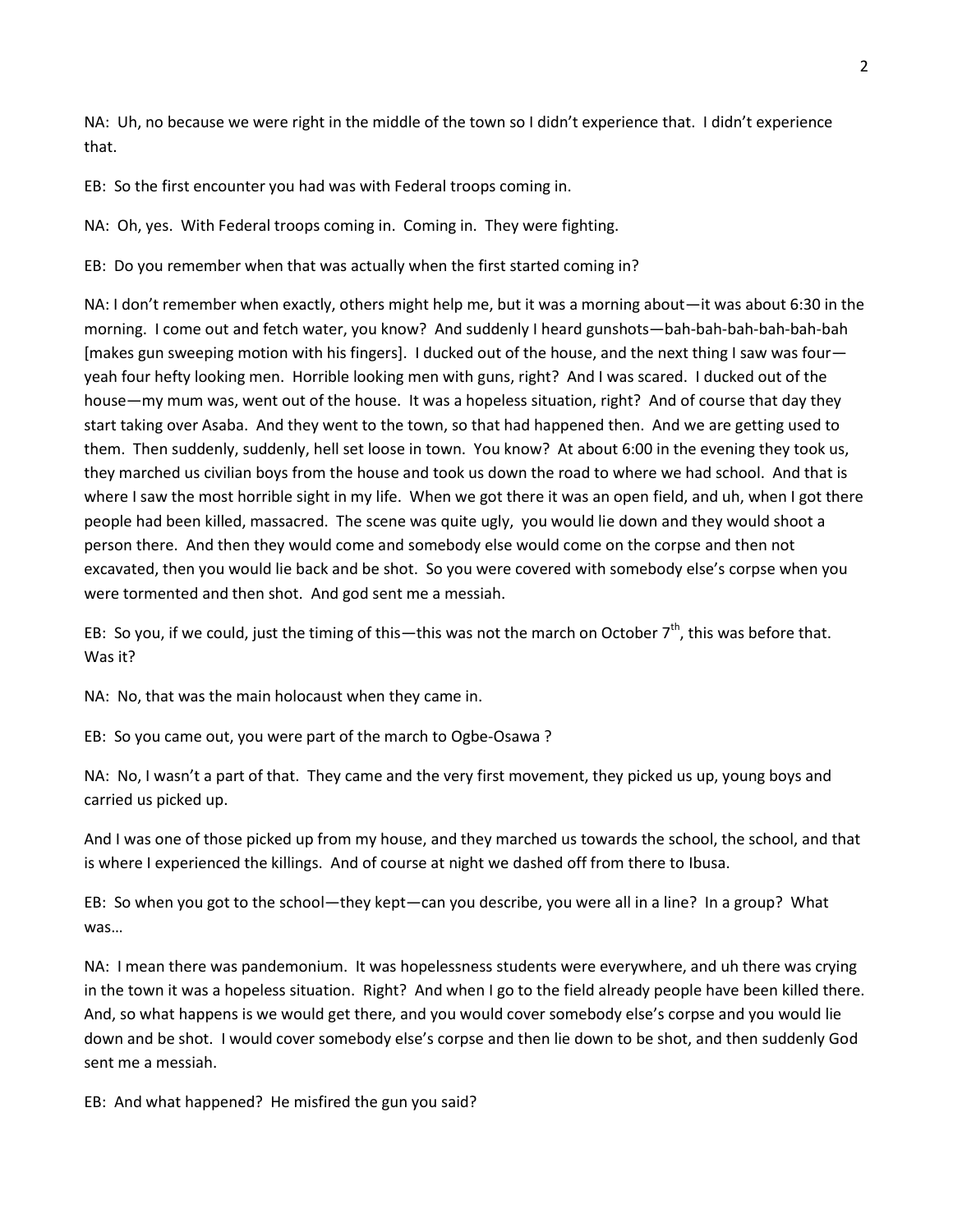NA: Uh, no because we were right in the middle of the town so I didn't experience that. I didn't experience that.

EB: So the first encounter you had was with Federal troops coming in.

NA: Oh, yes. With Federal troops coming in. Coming in. They were fighting.

EB: Do you remember when that was actually when the first started coming in?

NA: I don't remember when exactly, others might help me, but it was a morning about—it was about 6:30 in the morning. I come out and fetch water, you know? And suddenly I heard gunshots—bah-bah-bah-bah-bah-bah [makes gun sweeping motion with his fingers]. I ducked out of the house, and the next thing I saw was four—yeah four hefty looking men. Horrible looking men with guns, right? And I was scared. I ducked out of the house—my mum was, went out of the house. It was a hopeless situation, right? And of course that day they start taking over Asaba. And they went to the town, so that had happened then. And we are getting used to them. Then suddenly, suddenly, hell set loose in town. You know? At about 6:00 in the evening they took us, they marched us civilian boys from the house and took us down the road to where we had school. And that is where I saw the most horrible sight in my life. When we got there it was an open field, and uh, when I got there people had been killed, massacred. The scene was quite ugly, you would lie down and they would shoot a person there. And then they would come and somebody else would come on the corpse and then not excavated, then you would lie back and be shot. So you were covered with somebody else's corpse when you were tormented and then shot. And god sent me a messiah.

EB: So you, if we could, just the timing of this—this was not the march on October 7th, this was before that. Was it?

NA: No, that was the main holocaust when they came in.

EB: So you came out, you were part of the march to Ogbe-Osawa ?

NA: No, I wasn't a part of that. They came and the very first movement, they picked us up, young boys and carried us picked up.

And I was one of those picked up from my house, and they marched us towards the school, the school, and that is where I experienced the killings. And of course at night we dashed off from there to Ibusa.

EB: So when you got to the school—they kept—can you describe, you were all in a line? In a group? What was…

NA: I mean there was pandemonium. It was hopelessness students were everywhere, and uh there was crying in the town it was a hopeless situation. Right? And when I go to the field already people have been killed there. And, so what happens is we would get there, and you would cover somebody else's corpse and you would lie down and be shot. I would cover somebody else's corpse and then lie down to be shot, and then suddenly God sent me a messiah.

EB: And what happened? He misfired the gun you said?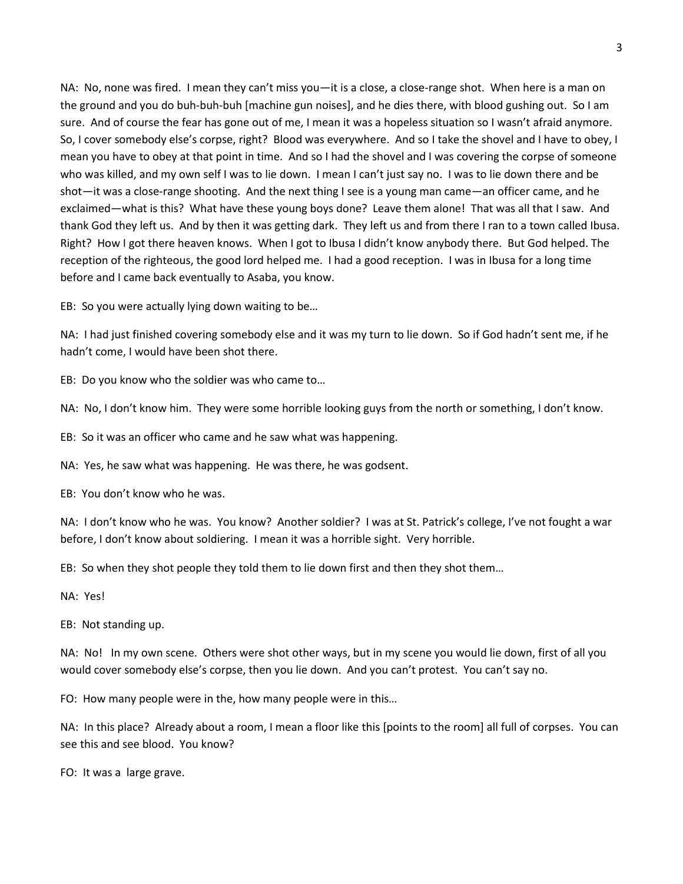NA: No, none was fired. I mean they can't miss you—it is a close, a close-range shot. When here is a man on the ground and you do buh-buh-buh [machine gun noises], and he dies there, with blood gushing out. So I am sure. And of course the fear has gone out of me, I mean it was a hopeless situation so I wasn't afraid anymore. So, I cover somebody else's corpse, right? Blood was everywhere. And so I take the shovel and I have to obey, I mean you have to obey at that point in time. And so I had the shovel and I was covering the corpse of someone who was killed, and my own self I was to lie down. I mean I can't just say no. I was to lie down there and be shot—it was a close-range shooting. And the next thing I see is a young man came—an officer came, and he exclaimed—what is this? What have these young boys done? Leave them alone! That was all that I saw. And thank God they left us. And by then it was getting dark. They left us and from there I ran to a town called Ibusa. Right? How I got there heaven knows. When I got to Ibusa I didn't know anybody there. But God helped. The reception of the righteous, the good lord helped me. I had a good reception. I was in Ibusa for a long time before and I came back eventually to Asaba, you know.

EB: So you were actually lying down waiting to be…

NA: I had just finished covering somebody else and it was my turn to lie down. So if God hadn't sent me, if he hadn't come, I would have been shot there.

EB: Do you know who the soldier was who came to…

NA: No, I don't know him. They were some horrible looking guys from the north or something, I don't know.

EB: So it was an officer who came and he saw what was happening.

NA: Yes, he saw what was happening. He was there, he was godsent.

EB: You don't know who he was.

NA: I don't know who he was. You know? Another soldier? I was at St. Patrick's college, I've not fought a war before, I don't know about soldiering. I mean it was a horrible sight. Very horrible.

EB: So when they shot people they told them to lie down first and then they shot them…

NA: Yes!

EB: Not standing up.

NA: No! In my own scene. Others were shot other ways, but in my scene you would lie down, first of all you would cover somebody else's corpse, then you lie down. And you can't protest. You can't say no.

FO: How many people were in the, how many people were in this…

NA: In this place? Already about a room, I mean a floor like this [points to the room] all full of corpses. You can see this and see blood. You know?

FO: It was a large grave.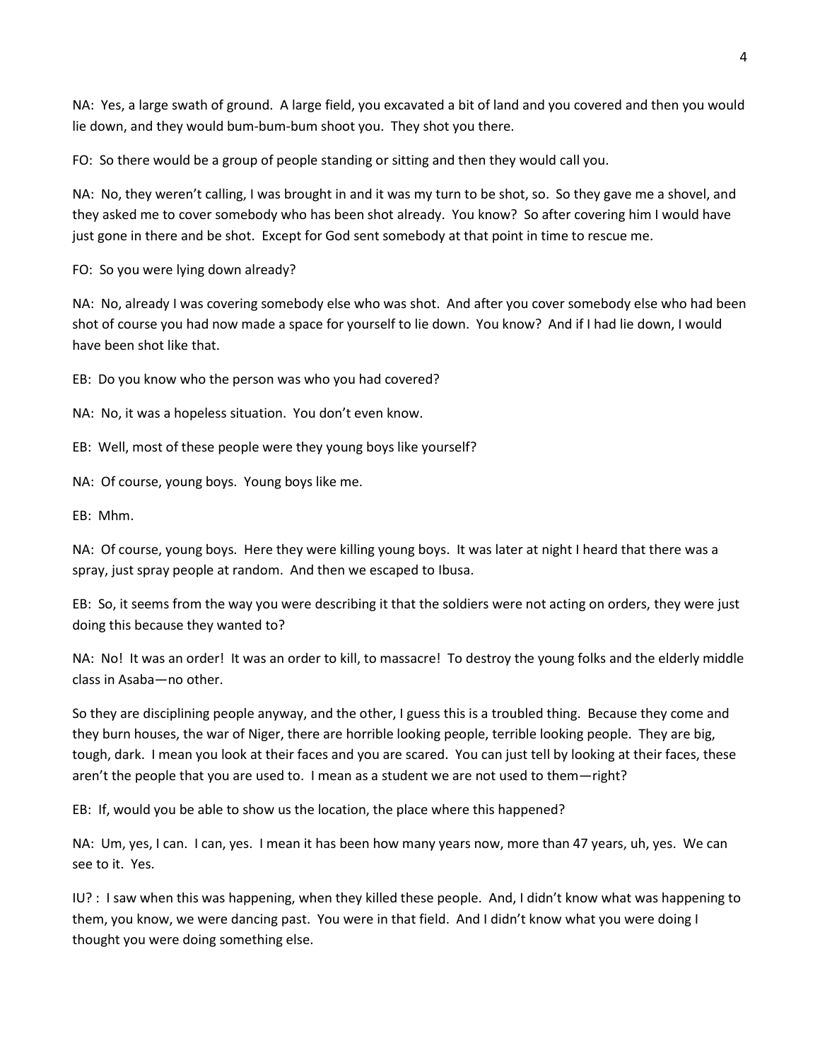NA: Yes, a large swath of ground. A large field, you excavated a bit of land and you covered and then you would lie down, and they would bum-bum-bum shoot you. They shot you there.

FO: So there would be a group of people standing or sitting and then they would call you.

NA: No, they weren't calling, I was brought in and it was my turn to be shot, so. So they gave me a shovel, and they asked me to cover somebody who has been shot already. You know? So after covering him I would have just gone in there and be shot. Except for God sent somebody at that point in time to rescue me.

FO: So you were lying down already?

NA: No, already I was covering somebody else who was shot. And after you cover somebody else who had been shot of course you had now made a space for yourself to lie down. You know? And if I had lie down, I would have been shot like that.

EB: Do you know who the person was who you had covered?

NA: No, it was a hopeless situation. You don't even know.

EB: Well, most of these people were they young boys like yourself?

NA: Of course, young boys. Young boys like me.

EB: Mhm.

NA: Of course, young boys. Here they were killing young boys. It was later at night I heard that there was a spray, just spray people at random. And then we escaped to Ibusa.

EB: So, it seems from the way you were describing it that the soldiers were not acting on orders, they were just doing this because they wanted to?

NA: No! It was an order! It was an order to kill, to massacre! To destroy the young folks and the elderly middle class in Asaba—no other.

So they are disciplining people anyway, and the other, I guess this is a troubled thing. Because they come and they burn houses, the war of Niger, there are horrible looking people, terrible looking people. They are big, tough, dark. I mean you look at their faces and you are scared. You can just tell by looking at their faces, these aren't the people that you are used to. I mean as a student we are not used to them—right?

EB: If, would you be able to show us the location, the place where this happened?

NA: Um, yes, I can. I can, yes. I mean it has been how many years now, more than 47 years, uh, yes. We can see to it. Yes.

IU? : I saw when this was happening, when they killed these people. And, I didn't know what was happening to them, you know, we were dancing past. You were in that field. And I didn't know what you were doing I thought you were doing something else.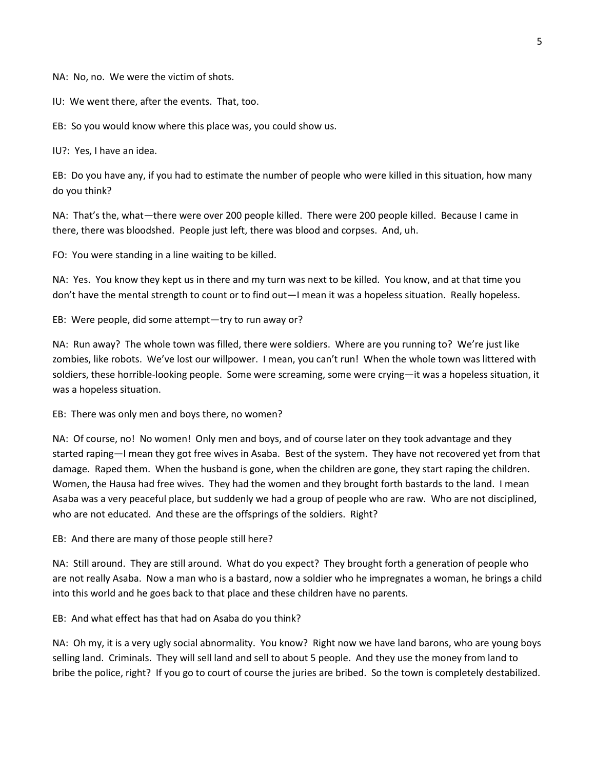NA: No, no. We were the victim of shots.

IU: We went there, after the events. That, too.

EB: So you would know where this place was, you could show us.

IU?: Yes, I have an idea.

EB: Do you have any, if you had to estimate the number of people who were killed in this situation, how many do you think?

NA: That's the, what—there were over 200 people killed. There were 200 people killed. Because I came in there, there was bloodshed. People just left, there was blood and corpses. And, uh.

FO: You were standing in a line waiting to be killed.

NA: Yes. You know they kept us in there and my turn was next to be killed. You know, and at that time you don't have the mental strength to count or to find out—I mean it was a hopeless situation. Really hopeless.

EB: Were people, did some attempt—try to run away or?

NA: Run away? The whole town was filled, there were soldiers. Where are you running to? We're just like zombies, like robots. We've lost our willpower. I mean, you can't run! When the whole town was littered with soldiers, these horrible-looking people. Some were screaming, some were crying—it was a hopeless situation, it was a hopeless situation.

EB: There was only men and boys there, no women?

NA: Of course, no! No women! Only men and boys, and of course later on they took advantage and they started raping—I mean they got free wives in Asaba. Best of the system. They have not recovered yet from that damage. Raped them. When the husband is gone, when the children are gone, they start raping the children. Women, the Hausa had free wives. They had the women and they brought forth bastards to the land. I mean Asaba was a very peaceful place, but suddenly we had a group of people who are raw. Who are not disciplined, who are not educated. And these are the offsprings of the soldiers. Right?

EB: And there are many of those people still here?

NA: Still around. They are still around. What do you expect? They brought forth a generation of people who are not really Asaba. Now a man who is a bastard, now a soldier who he impregnates a woman, he brings a child into this world and he goes back to that place and these children have no parents.

EB: And what effect has that had on Asaba do you think?

NA: Oh my, it is a very ugly social abnormality. You know? Right now we have land barons, who are young boys selling land. Criminals. They will sell land and sell to about 5 people. And they use the money from land to bribe the police, right? If you go to court of course the juries are bribed. So the town is completely destabilized.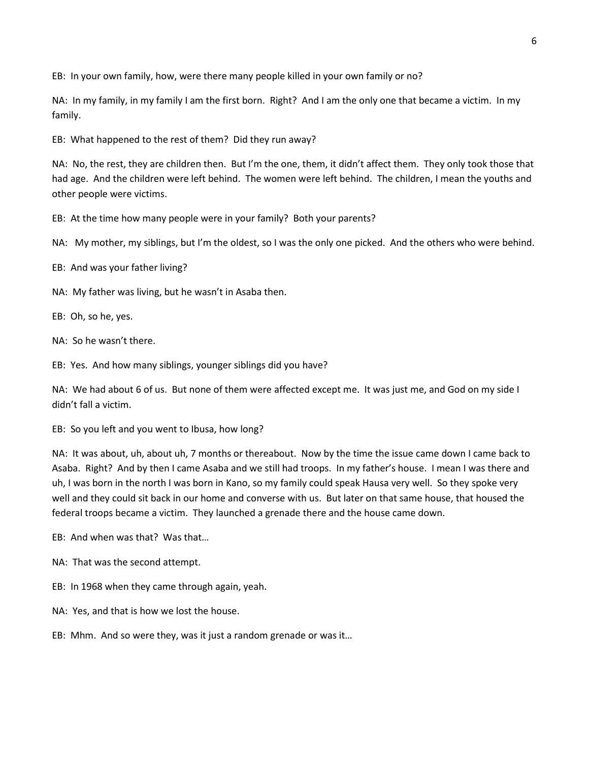EB: In your own family, how, were there many people killed in your own family or no?

NA: In my family, in my family I am the first born. Right? And I am the only one that became a victim. In my family.

EB: What happened to the rest of them? Did they run away?

NA: No, the rest, they are children then. But I'm the one, them, it didn't affect them. They only took those that had age. And the children were left behind. The women were left behind. The children, I mean the youths and other people were victims.

EB: At the time how many people were in your family? Both your parents?

NA: My mother, my siblings, but I'm the oldest, so I was the only one picked. And the others who were behind.

EB: And was your father living?

NA: My father was living, but he wasn't in Asaba then.

EB: Oh, so he, yes.

NA: So he wasn't there.

EB: Yes. And how many siblings, younger siblings did you have?

NA: We had about 6 of us. But none of them were affected except me. It was just me, and God on my side I didn't fall a victim.

EB: So you left and you went to Ibusa, how long?

NA: It was about, uh, about uh, 7 months or thereabout. Now by the time the issue came down I came back to Asaba. Right? And by then I came Asaba and we still had troops. In my father's house. I mean I was there and uh, I was born in the north I was born in Kano, so my family could speak Hausa very well. So they spoke very well and they could sit back in our home and converse with us. But later on that same house, that housed the federal troops became a victim. They launched a grenade there and the house came down.

EB: And when was that? Was that…

NA: That was the second attempt.

EB: In 1968 when they came through again, yeah.

NA: Yes, and that is how we lost the house.

EB: Mhm. And so were they, was it just a random grenade or was it…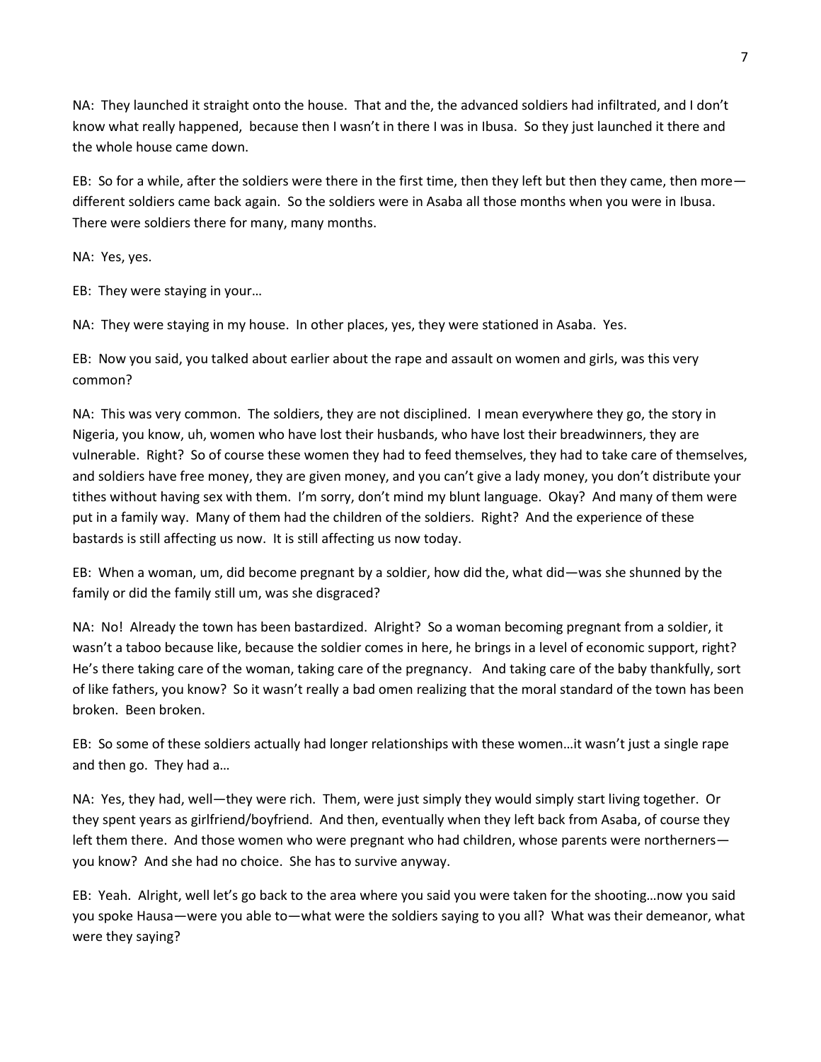NA: They launched it straight onto the house. That and the, the advanced soldiers had infiltrated, and I don't know what really happened, because then I wasn't in there I was in Ibusa. So they just launched it there and the whole house came down.

EB: So for a while, after the soldiers were there in the first time, then they left but then they came, then more—different soldiers came back again. So the soldiers were in Asaba all those months when you were in Ibusa. There were soldiers there for many, many months.

NA: Yes, yes.

EB: They were staying in your…

NA: They were staying in my house. In other places, yes, they were stationed in Asaba. Yes.

EB: Now you said, you talked about earlier about the rape and assault on women and girls, was this very common?

NA: This was very common. The soldiers, they are not disciplined. I mean everywhere they go, the story in Nigeria, you know, uh, women who have lost their husbands, who have lost their breadwinners, they are vulnerable. Right? So of course these women they had to feed themselves, they had to take care of themselves, and soldiers have free money, they are given money, and you can't give a lady money, you don't distribute your tithes without having sex with them. I'm sorry, don't mind my blunt language. Okay? And many of them were put in a family way. Many of them had the children of the soldiers. Right? And the experience of these bastards is still affecting us now. It is still affecting us now today.

EB: When a woman, um, did become pregnant by a soldier, how did the, what did—was she shunned by the family or did the family still um, was she disgraced?

NA: No! Already the town has been bastardized. Alright? So a woman becoming pregnant from a soldier, it wasn't a taboo because like, because the soldier comes in here, he brings in a level of economic support, right? He's there taking care of the woman, taking care of the pregnancy. And taking care of the baby thankfully, sort of like fathers, you know? So it wasn't really a bad omen realizing that the moral standard of the town has been broken. Been broken.

EB: So some of these soldiers actually had longer relationships with these women…it wasn't just a single rape and then go. They had a…

NA: Yes, they had, well—they were rich. Them, were just simply they would simply start living together. Or they spent years as girlfriend/boyfriend. And then, eventually when they left back from Asaba, of course they left them there. And those women who were pregnant who had children, whose parents were northerners—you know? And she had no choice. She has to survive anyway.

EB: Yeah. Alright, well let's go back to the area where you said you were taken for the shooting…now you said you spoke Hausa—were you able to—what were the soldiers saying to you all? What was their demeanor, what were they saying?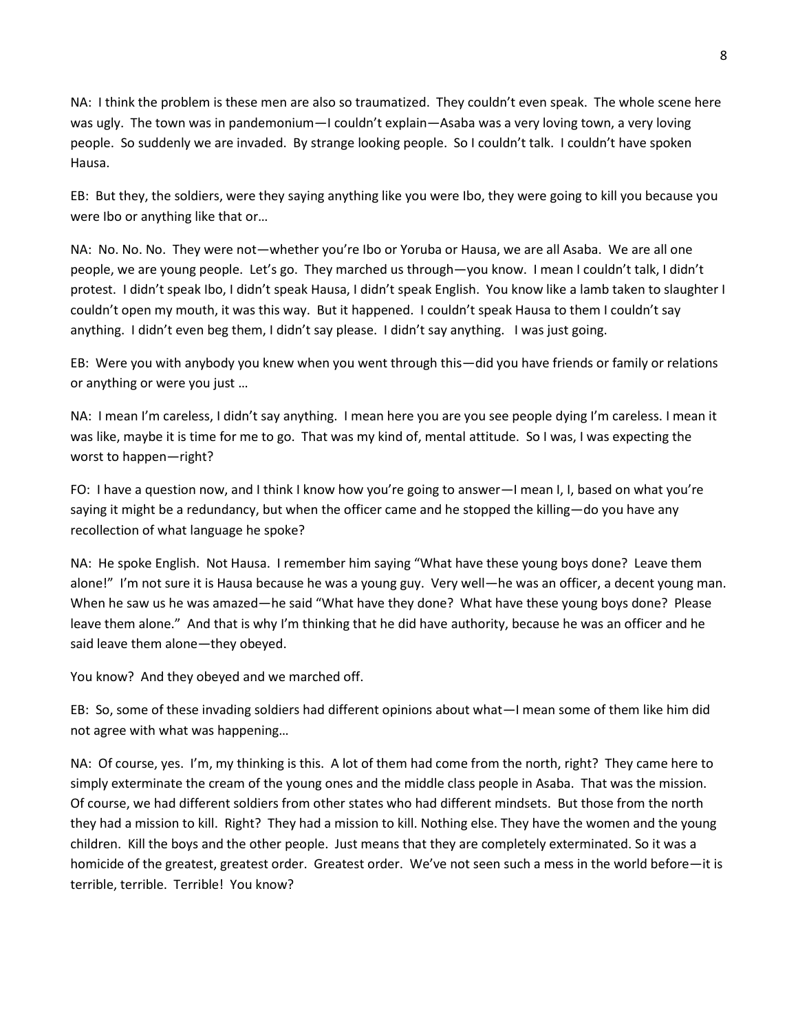NA: I think the problem is these men are also so traumatized. They couldn't even speak. The whole scene here was ugly. The town was in pandemonium—I couldn't explain—Asaba was a very loving town, a very loving people. So suddenly we are invaded. By strange looking people. So I couldn't talk. I couldn't have spoken Hausa.

EB: But they, the soldiers, were they saying anything like you were Ibo, they were going to kill you because you were Ibo or anything like that or…

NA: No. No. No. They were not—whether you're Ibo or Yoruba or Hausa, we are all Asaba. We are all one people, we are young people. Let's go. They marched us through—you know. I mean I couldn't talk, I didn't protest. I didn't speak Ibo, I didn't speak Hausa, I didn't speak English. You know like a lamb taken to slaughter I couldn't open my mouth, it was this way. But it happened. I couldn't speak Hausa to them I couldn't say anything. I didn't even beg them, I didn't say please. I didn't say anything. I was just going.

EB: Were you with anybody you knew when you went through this—did you have friends or family or relations or anything or were you just …

NA: I mean I'm careless, I didn't say anything. I mean here you are you see people dying I'm careless. I mean it was like, maybe it is time for me to go. That was my kind of, mental attitude. So I was, I was expecting the worst to happen—right?

FO: I have a question now, and I think I know how you're going to answer—I mean I, I, based on what you're saying it might be a redundancy, but when the officer came and he stopped the killing—do you have any recollection of what language he spoke?

NA: He spoke English. Not Hausa. I remember him saying "What have these young boys done? Leave them alone!" I'm not sure it is Hausa because he was a young guy. Very well—he was an officer, a decent young man. When he saw us he was amazed—he said "What have they done? What have these young boys done? Please leave them alone." And that is why I'm thinking that he did have authority, because he was an officer and he said leave them alone—they obeyed.

You know? And they obeyed and we marched off.

EB: So, some of these invading soldiers had different opinions about what—I mean some of them like him did not agree with what was happening…

NA: Of course, yes. I'm, my thinking is this. A lot of them had come from the north, right? They came here to simply exterminate the cream of the young ones and the middle class people in Asaba. That was the mission. Of course, we had different soldiers from other states who had different mindsets. But those from the north they had a mission to kill. Right? They had a mission to kill. Nothing else. They have the women and the young children. Kill the boys and the other people. Just means that they are completely exterminated. So it was a homicide of the greatest, greatest order. Greatest order. We've not seen such a mess in the world before—it is terrible, terrible. Terrible! You know?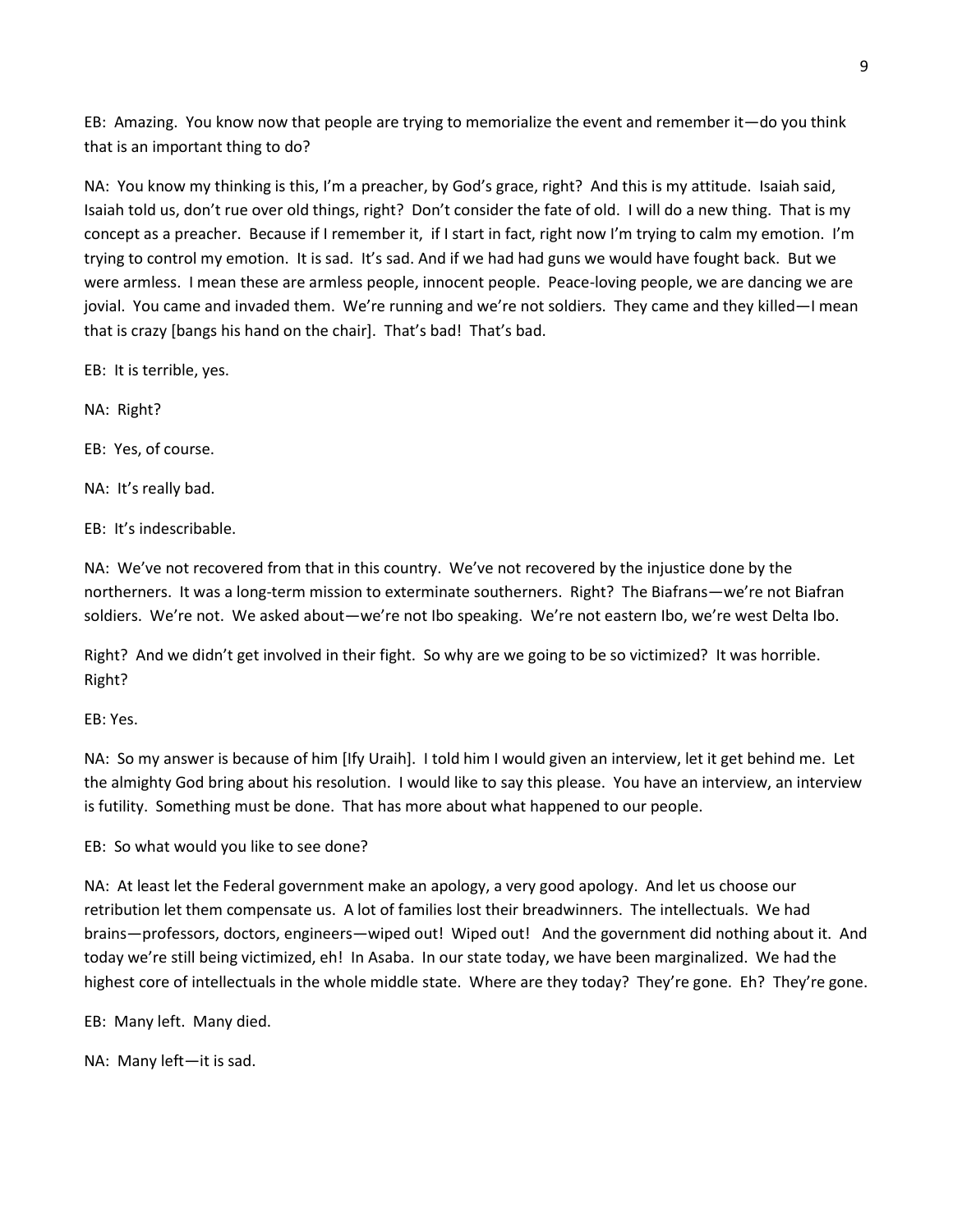EB: Amazing. You know now that people are trying to memorialize the event and remember it—do you think that is an important thing to do?

NA: You know my thinking is this, I'm a preacher, by God's grace, right? And this is my attitude. Isaiah said, Isaiah told us, don't rue over old things, right? Don't consider the fate of old. I will do a new thing. That is my concept as a preacher. Because if I remember it, if I start in fact, right now I'm trying to calm my emotion. I'm trying to control my emotion. It is sad. It's sad. And if we had had guns we would have fought back. But we were armless. I mean these are armless people, innocent people. Peace-loving people, we are dancing we are jovial. You came and invaded them. We're running and we're not soldiers. They came and they killed—I mean that is crazy [bangs his hand on the chair]. That's bad! That's bad.

EB: It is terrible, yes.

NA: Right?

EB: Yes, of course.

NA: It's really bad.

EB: It's indescribable.

NA: We've not recovered from that in this country. We've not recovered by the injustice done by the northerners. It was a long-term mission to exterminate southerners. Right? The Biafrans—we're not Biafran soldiers. We're not. We asked about—we're not Ibo speaking. We're not eastern Ibo, we're west Delta Ibo.

Right? And we didn't get involved in their fight. So why are we going to be so victimized? It was horrible. Right?

EB: Yes.

NA: So my answer is because of him [Ify Uraih]. I told him I would given an interview, let it get behind me. Let the almighty God bring about his resolution. I would like to say this please. You have an interview, an interview is futility. Something must be done. That has more about what happened to our people.

EB: So what would you like to see done?

NA: At least let the Federal government make an apology, a very good apology. And let us choose our retribution let them compensate us. A lot of families lost their breadwinners. The intellectuals. We had brains—professors, doctors, engineers—wiped out! Wiped out! And the government did nothing about it. And today we're still being victimized, eh! In Asaba. In our state today, we have been marginalized. We had the highest core of intellectuals in the whole middle state. Where are they today? They're gone. Eh? They're gone.

EB: Many left. Many died.

NA: Many left—it is sad.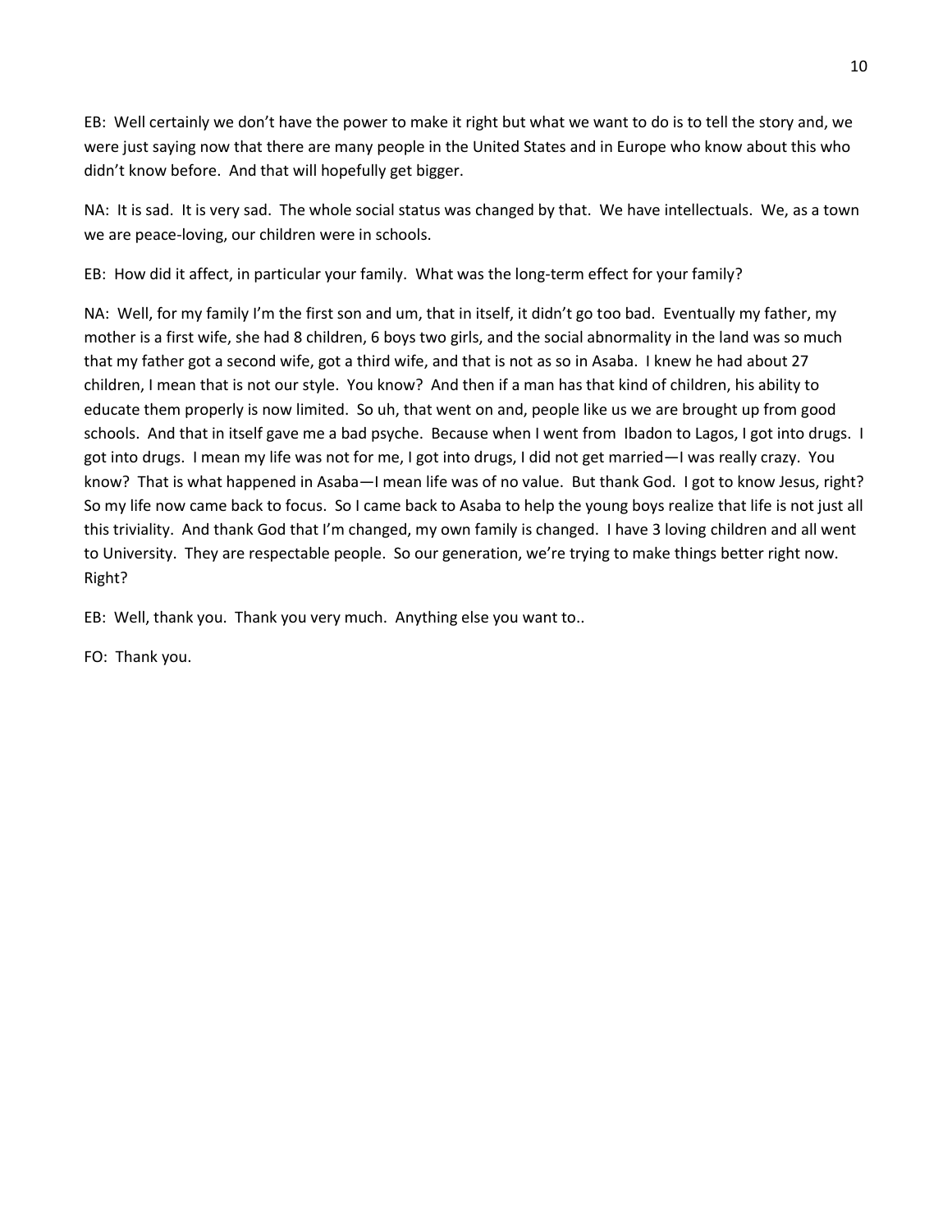EB: Well certainly we don't have the power to make it right but what we want to do is to tell the story and, we were just saying now that there are many people in the United States and in Europe who know about this who didn't know before. And that will hopefully get bigger.

NA: It is sad. It is very sad. The whole social status was changed by that. We have intellectuals. We, as a town we are peace-loving, our children were in schools.

EB: How did it affect, in particular your family. What was the long-term effect for your family?

NA: Well, for my family I'm the first son and um, that in itself, it didn't go too bad. Eventually my father, my mother is a first wife, she had 8 children, 6 boys two girls, and the social abnormality in the land was so much that my father got a second wife, got a third wife, and that is not as so in Asaba. I knew he had about 27 children, I mean that is not our style. You know? And then if a man has that kind of children, his ability to educate them properly is now limited. So uh, that went on and, people like us we are brought up from good schools. And that in itself gave me a bad psyche. Because when I went from Ibadon to Lagos, I got into drugs. I got into drugs. I mean my life was not for me, I got into drugs, I did not get married—I was really crazy. You know? That is what happened in Asaba—I mean life was of no value. But thank God. I got to know Jesus, right? So my life now came back to focus. So I came back to Asaba to help the young boys realize that life is not just all this triviality. And thank God that I'm changed, my own family is changed. I have 3 loving children and all went to University. They are respectable people. So our generation, we're trying to make things better right now. Right?

EB: Well, thank you. Thank you very much. Anything else you want to..

FO: Thank you.